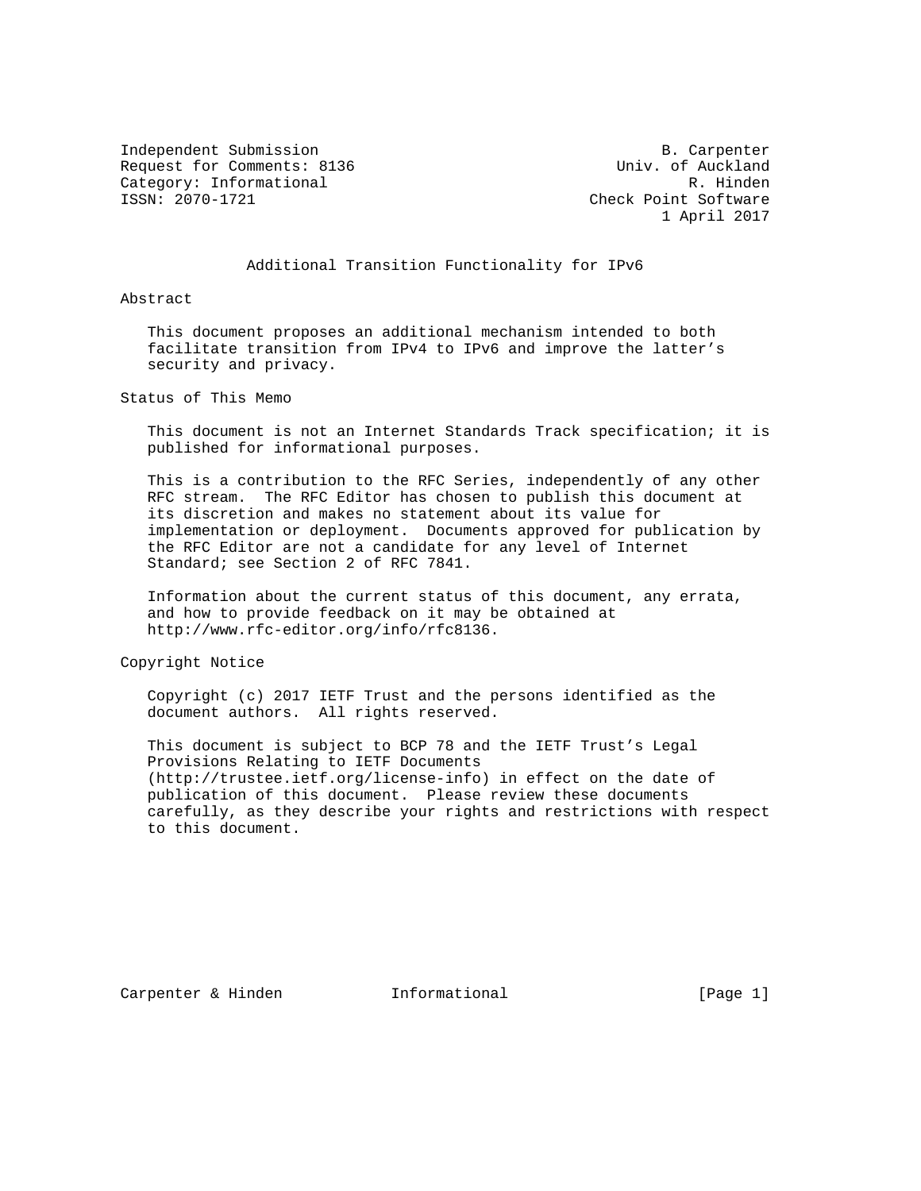Independent Submission                                      B. Carpenter
Request for Comments: 8136                              Univ. of Auckland
Category: Informational                                        R. Hinden
ISSN: 2070-1721                                     Check Point Software
                                                            1 April 2017

# Additional Transition Functionality for IPv6

## Abstract

This document proposes an additional mechanism intended to both facilitate transition from IPv4 to IPv6 and improve the latter's security and privacy.

## Status of This Memo

This document is not an Internet Standards Track specification; it is published for informational purposes.

This is a contribution to the RFC Series, independently of any other RFC stream. The RFC Editor has chosen to publish this document at its discretion and makes no statement about its value for implementation or deployment. Documents approved for publication by the RFC Editor are not a candidate for any level of Internet Standard; see Section 2 of RFC 7841.

Information about the current status of this document, any errata, and how to provide feedback on it may be obtained at http://www.rfc-editor.org/info/rfc8136.

## Copyright Notice

Copyright (c) 2017 IETF Trust and the persons identified as the document authors. All rights reserved.

This document is subject to BCP 78 and the IETF Trust's Legal Provisions Relating to IETF Documents (http://trustee.ietf.org/license-info) in effect on the date of publication of this document. Please review these documents carefully, as they describe your rights and restrictions with respect to this document.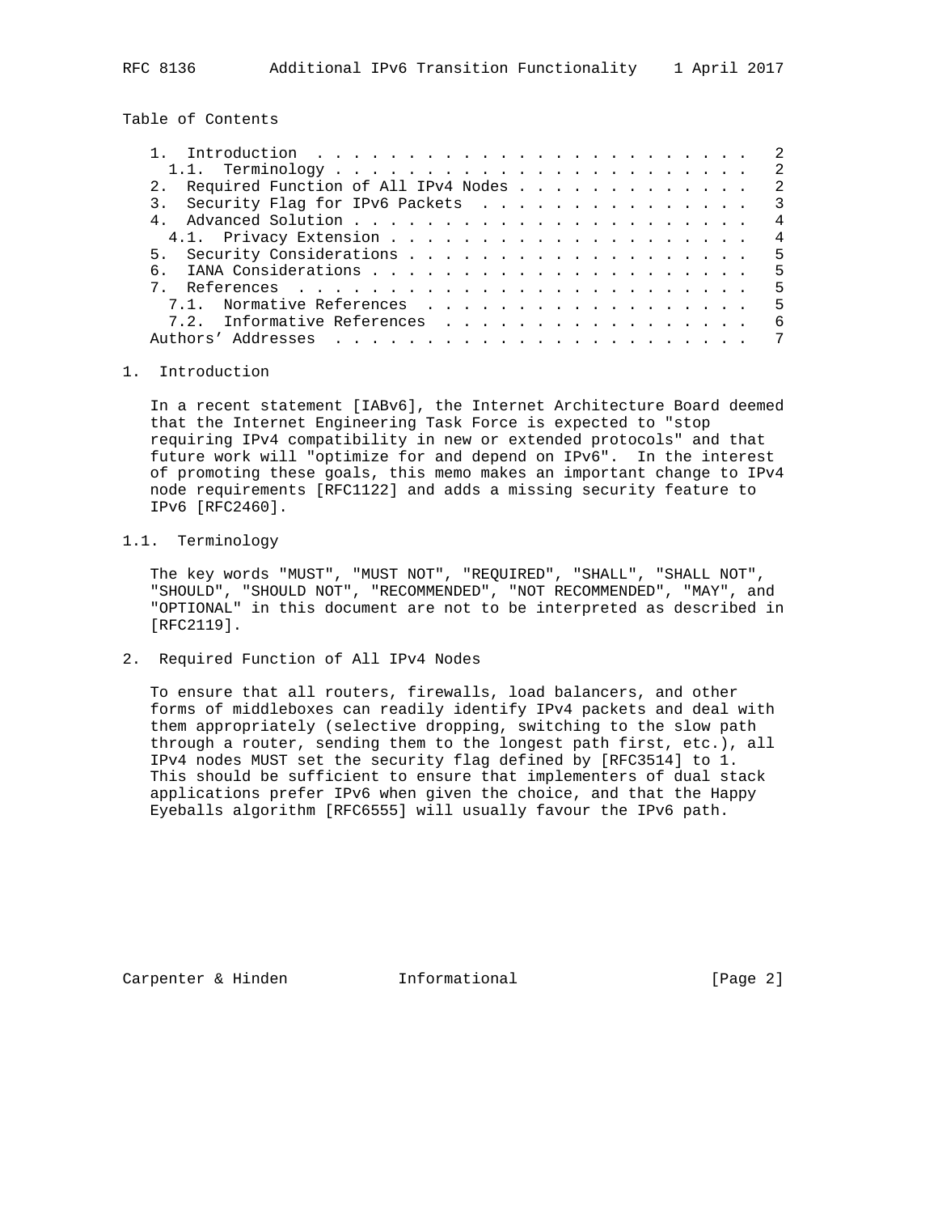Table of Contents

```
   1.  Introduction  . . . . . . . . . . . . . . . . . . . . . . . .   2
     1.1.  Terminology . . . . . . . . . . . . . . . . . . . . . . .   2
   2.  Required Function of All IPv4 Nodes . . . . . . . . . . . . .   2
   3.  Security Flag for IPv6 Packets  . . . . . . . . . . . . . . .   3
   4.  Advanced Solution . . . . . . . . . . . . . . . . . . . . . .   4
     4.1.  Privacy Extension . . . . . . . . . . . . . . . . . . . .   4
   5.  Security Considerations . . . . . . . . . . . . . . . . . . .   5
   6.  IANA Considerations . . . . . . . . . . . . . . . . . . . . .   5
   7.  References  . . . . . . . . . . . . . . . . . . . . . . . . .   5
     7.1.  Normative References  . . . . . . . . . . . . . . . . . .   5
     7.2.  Informative References  . . . . . . . . . . . . . . . . .   6
   Authors' Addresses  . . . . . . . . . . . . . . . . . . . . . . .   7
```

## 1. Introduction

In a recent statement [IABv6], the Internet Architecture Board deemed that the Internet Engineering Task Force is expected to "stop requiring IPv4 compatibility in new or extended protocols" and that future work will "optimize for and depend on IPv6". In the interest of promoting these goals, this memo makes an important change to IPv4 node requirements [RFC1122] and adds a missing security feature to IPv6 [RFC2460].

### 1.1. Terminology

The key words "MUST", "MUST NOT", "REQUIRED", "SHALL", "SHALL NOT", "SHOULD", "SHOULD NOT", "RECOMMENDED", "NOT RECOMMENDED", "MAY", and "OPTIONAL" in this document are not to be interpreted as described in [RFC2119].

## 2. Required Function of All IPv4 Nodes

To ensure that all routers, firewalls, load balancers, and other forms of middleboxes can readily identify IPv4 packets and deal with them appropriately (selective dropping, switching to the slow path through a router, sending them to the longest path first, etc.), all IPv4 nodes MUST set the security flag defined by [RFC3514] to 1. This should be sufficient to ensure that implementers of dual stack applications prefer IPv6 when given the choice, and that the Happy Eyeballs algorithm [RFC6555] will usually favour the IPv6 path.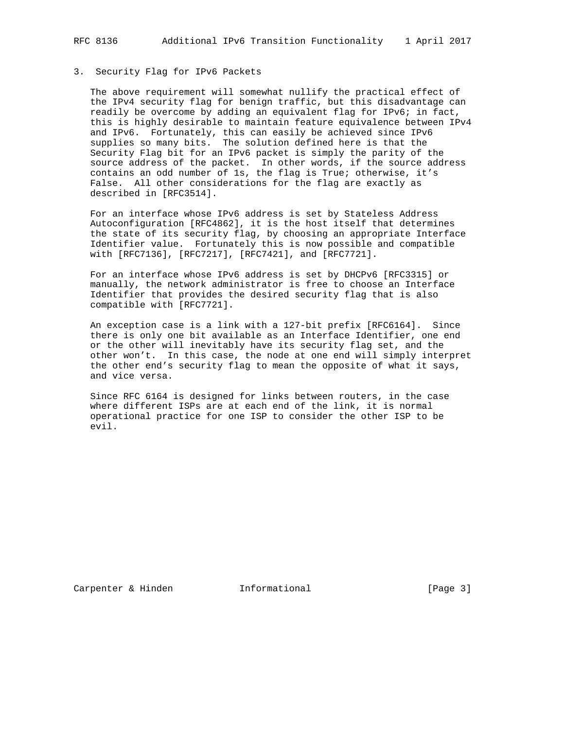## 3. Security Flag for IPv6 Packets

The above requirement will somewhat nullify the practical effect of the IPv4 security flag for benign traffic, but this disadvantage can readily be overcome by adding an equivalent flag for IPv6; in fact, this is highly desirable to maintain feature equivalence between IPv4 and IPv6. Fortunately, this can easily be achieved since IPv6 supplies so many bits. The solution defined here is that the Security Flag bit for an IPv6 packet is simply the parity of the source address of the packet. In other words, if the source address contains an odd number of 1s, the flag is True; otherwise, it's False. All other considerations for the flag are exactly as described in [RFC3514].

For an interface whose IPv6 address is set by Stateless Address Autoconfiguration [RFC4862], it is the host itself that determines the state of its security flag, by choosing an appropriate Interface Identifier value. Fortunately this is now possible and compatible with [RFC7136], [RFC7217], [RFC7421], and [RFC7721].

For an interface whose IPv6 address is set by DHCPv6 [RFC3315] or manually, the network administrator is free to choose an Interface Identifier that provides the desired security flag that is also compatible with [RFC7721].

An exception case is a link with a 127-bit prefix [RFC6164]. Since there is only one bit available as an Interface Identifier, one end or the other will inevitably have its security flag set, and the other won't. In this case, the node at one end will simply interpret the other end's security flag to mean the opposite of what it says, and vice versa.

Since RFC 6164 is designed for links between routers, in the case where different ISPs are at each end of the link, it is normal operational practice for one ISP to consider the other ISP to be evil.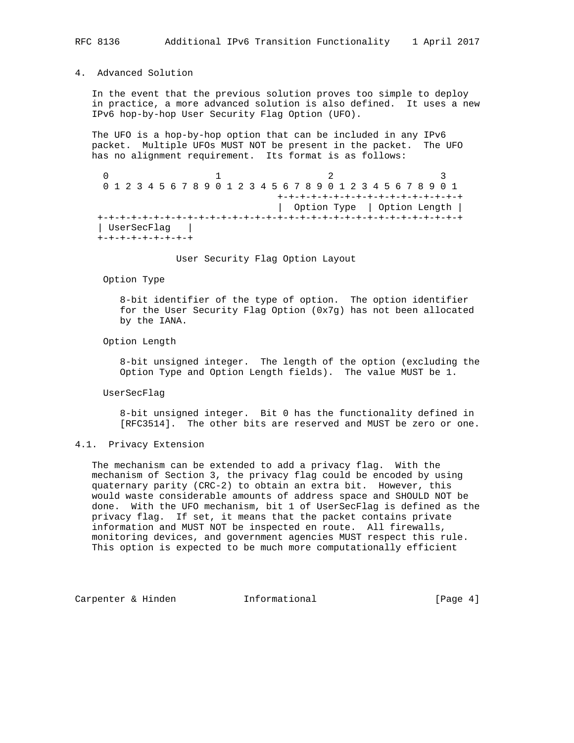## 4. Advanced Solution

In the event that the previous solution proves too simple to deploy in practice, a more advanced solution is also defined. It uses a new IPv6 hop-by-hop User Security Flag Option (UFO).

The UFO is a hop-by-hop option that can be included in any IPv6 packet. Multiple UFOs MUST NOT be present in the packet. The UFO has no alignment requirement. Its format is as follows:

```
 0                   1                   2                   3
 0 1 2 3 4 5 6 7 8 9 0 1 2 3 4 5 6 7 8 9 0 1 2 3 4 5 6 7 8 9 0 1
                                +-+-+-+-+-+-+-+-+-+-+-+-+-+-+-+-+
                                |  Option Type  | Option Length |
+-+-+-+-+-+-+-+-+-+-+-+-+-+-+-+-+-+-+-+-+-+-+-+-+-+-+-+-+-+-+-+-+
| UserSecFlag   |
+-+-+-+-+-+-+-+-+
```

User Security Flag Option Layout

Option Type

8-bit identifier of the type of option. The option identifier for the User Security Flag Option (0x7g) has not been allocated by the IANA.

Option Length

8-bit unsigned integer. The length of the option (excluding the Option Type and Option Length fields). The value MUST be 1.

UserSecFlag

8-bit unsigned integer. Bit 0 has the functionality defined in [RFC3514]. The other bits are reserved and MUST be zero or one.

### 4.1. Privacy Extension

The mechanism can be extended to add a privacy flag. With the mechanism of Section 3, the privacy flag could be encoded by using quaternary parity (CRC-2) to obtain an extra bit. However, this would waste considerable amounts of address space and SHOULD NOT be done. With the UFO mechanism, bit 1 of UserSecFlag is defined as the privacy flag. If set, it means that the packet contains private information and MUST NOT be inspected en route. All firewalls, monitoring devices, and government agencies MUST respect this rule. This option is expected to be much more computationally efficient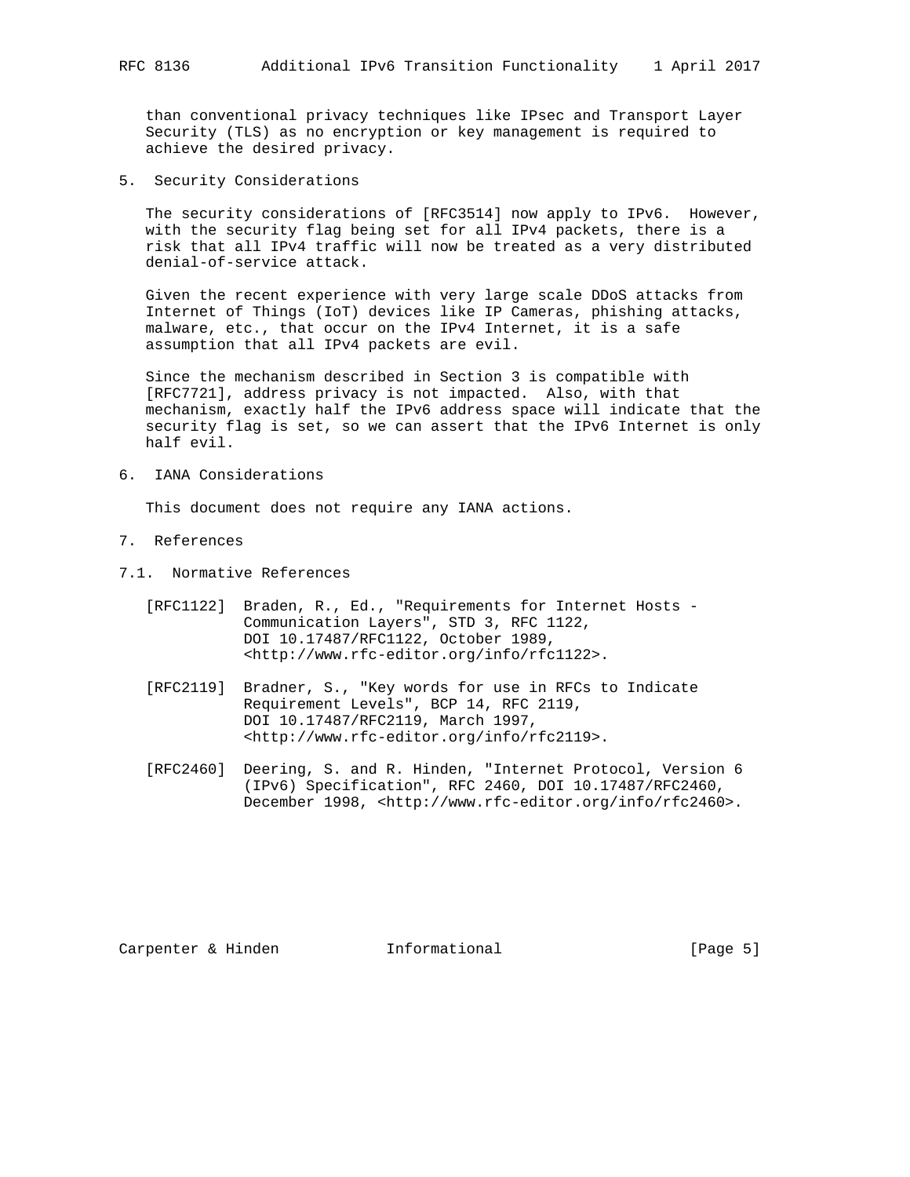than conventional privacy techniques like IPsec and Transport Layer Security (TLS) as no encryption or key management is required to achieve the desired privacy.

## 5. Security Considerations

The security considerations of [RFC3514] now apply to IPv6. However, with the security flag being set for all IPv4 packets, there is a risk that all IPv4 traffic will now be treated as a very distributed denial-of-service attack.

Given the recent experience with very large scale DDoS attacks from Internet of Things (IoT) devices like IP Cameras, phishing attacks, malware, etc., that occur on the IPv4 Internet, it is a safe assumption that all IPv4 packets are evil.

Since the mechanism described in Section 3 is compatible with [RFC7721], address privacy is not impacted. Also, with that mechanism, exactly half the IPv6 address space will indicate that the security flag is set, so we can assert that the IPv6 Internet is only half evil.

## 6. IANA Considerations

This document does not require any IANA actions.

## 7. References

### 7.1. Normative References

[RFC1122] Braden, R., Ed., "Requirements for Internet Hosts - Communication Layers", STD 3, RFC 1122, DOI 10.17487/RFC1122, October 1989, <http://www.rfc-editor.org/info/rfc1122>.

[RFC2119] Bradner, S., "Key words for use in RFCs to Indicate Requirement Levels", BCP 14, RFC 2119, DOI 10.17487/RFC2119, March 1997, <http://www.rfc-editor.org/info/rfc2119>.

[RFC2460] Deering, S. and R. Hinden, "Internet Protocol, Version 6 (IPv6) Specification", RFC 2460, DOI 10.17487/RFC2460, December 1998, <http://www.rfc-editor.org/info/rfc2460>.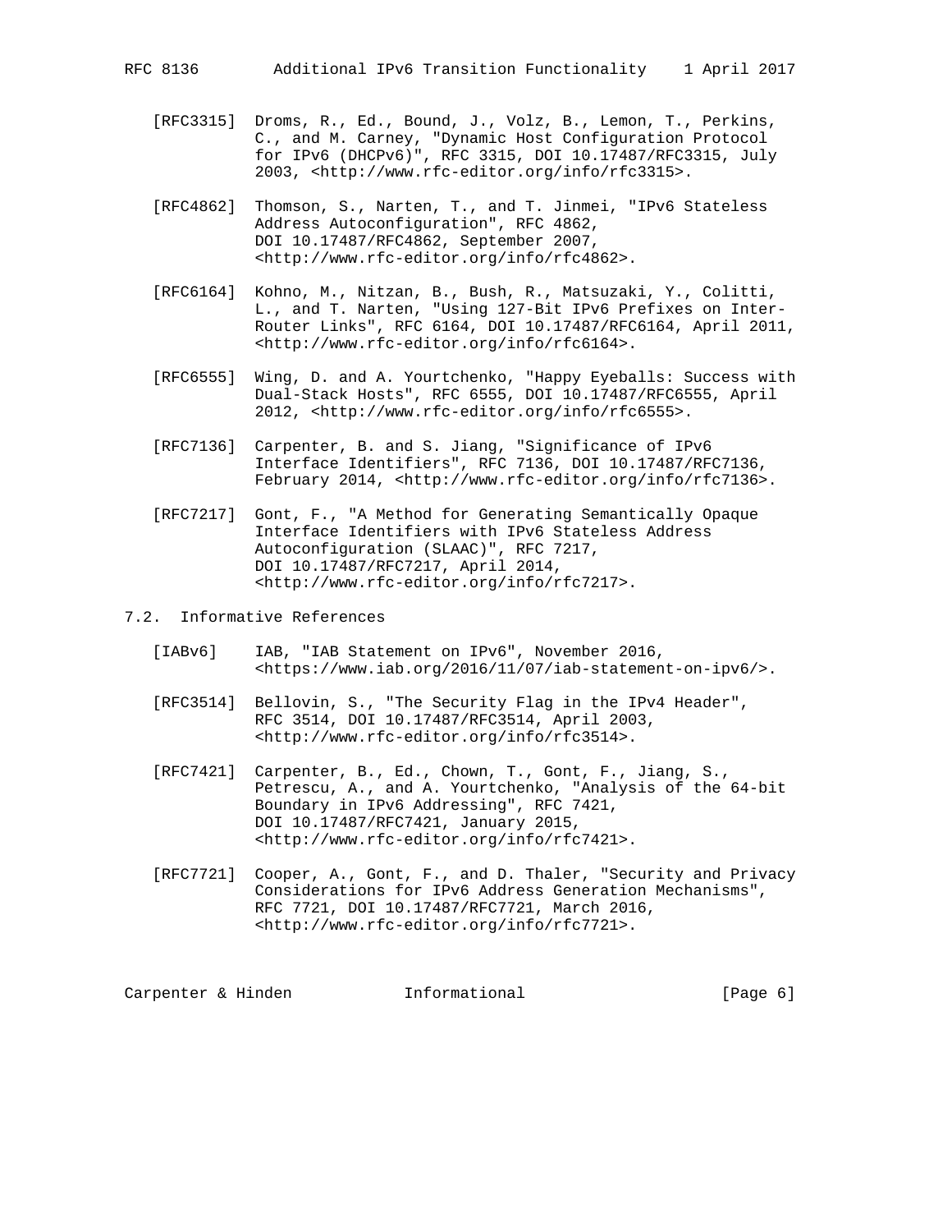[RFC3315] Droms, R., Ed., Bound, J., Volz, B., Lemon, T., Perkins, C., and M. Carney, "Dynamic Host Configuration Protocol for IPv6 (DHCPv6)", RFC 3315, DOI 10.17487/RFC3315, July 2003, <http://www.rfc-editor.org/info/rfc3315>.

[RFC4862] Thomson, S., Narten, T., and T. Jinmei, "IPv6 Stateless Address Autoconfiguration", RFC 4862, DOI 10.17487/RFC4862, September 2007, <http://www.rfc-editor.org/info/rfc4862>.

[RFC6164] Kohno, M., Nitzan, B., Bush, R., Matsuzaki, Y., Colitti, L., and T. Narten, "Using 127-Bit IPv6 Prefixes on Inter-Router Links", RFC 6164, DOI 10.17487/RFC6164, April 2011, <http://www.rfc-editor.org/info/rfc6164>.

[RFC6555] Wing, D. and A. Yourtchenko, "Happy Eyeballs: Success with Dual-Stack Hosts", RFC 6555, DOI 10.17487/RFC6555, April 2012, <http://www.rfc-editor.org/info/rfc6555>.

[RFC7136] Carpenter, B. and S. Jiang, "Significance of IPv6 Interface Identifiers", RFC 7136, DOI 10.17487/RFC7136, February 2014, <http://www.rfc-editor.org/info/rfc7136>.

[RFC7217] Gont, F., "A Method for Generating Semantically Opaque Interface Identifiers with IPv6 Stateless Address Autoconfiguration (SLAAC)", RFC 7217, DOI 10.17487/RFC7217, April 2014, <http://www.rfc-editor.org/info/rfc7217>.

## 7.2. Informative References

[IABv6] IAB, "IAB Statement on IPv6", November 2016, <https://www.iab.org/2016/11/07/iab-statement-on-ipv6/>.

[RFC3514] Bellovin, S., "The Security Flag in the IPv4 Header", RFC 3514, DOI 10.17487/RFC3514, April 2003, <http://www.rfc-editor.org/info/rfc3514>.

[RFC7421] Carpenter, B., Ed., Chown, T., Gont, F., Jiang, S., Petrescu, A., and A. Yourtchenko, "Analysis of the 64-bit Boundary in IPv6 Addressing", RFC 7421, DOI 10.17487/RFC7421, January 2015, <http://www.rfc-editor.org/info/rfc7421>.

[RFC7721] Cooper, A., Gont, F., and D. Thaler, "Security and Privacy Considerations for IPv6 Address Generation Mechanisms", RFC 7721, DOI 10.17487/RFC7721, March 2016, <http://www.rfc-editor.org/info/rfc7721>.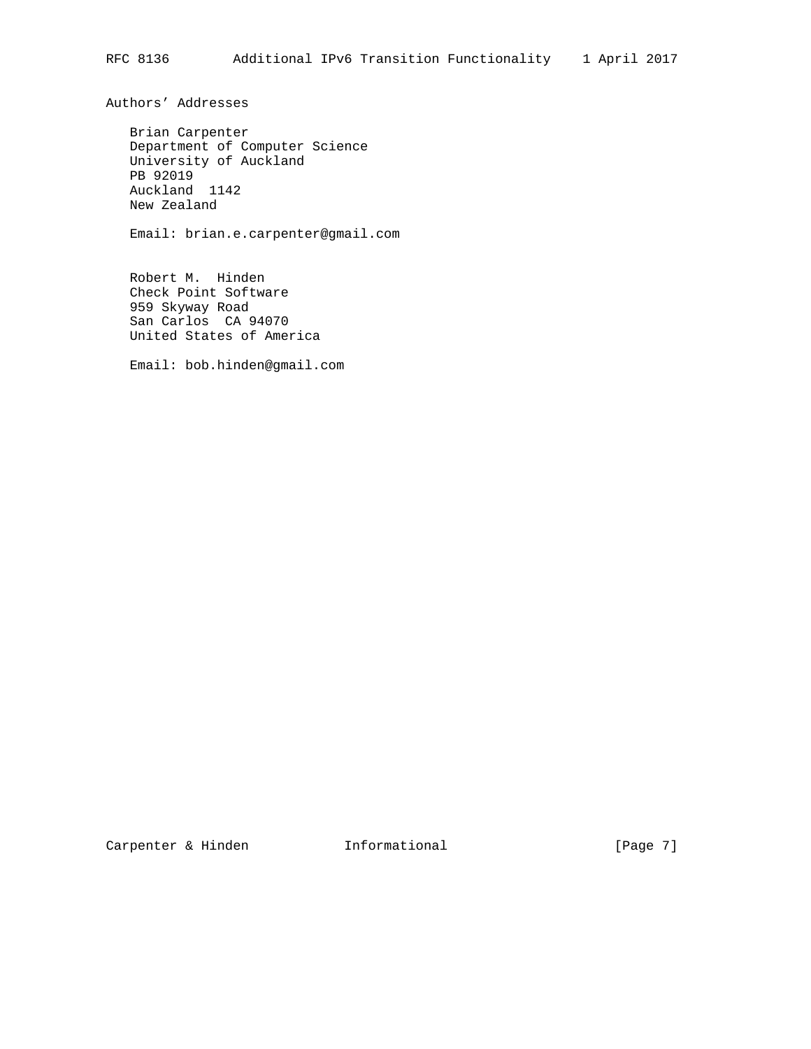## Authors' Addresses

Brian Carpenter
Department of Computer Science
University of Auckland
PB 92019
Auckland  1142
New Zealand

Email: brian.e.carpenter@gmail.com

Robert M.  Hinden
Check Point Software
959 Skyway Road
San Carlos  CA 94070
United States of America

Email: bob.hinden@gmail.com